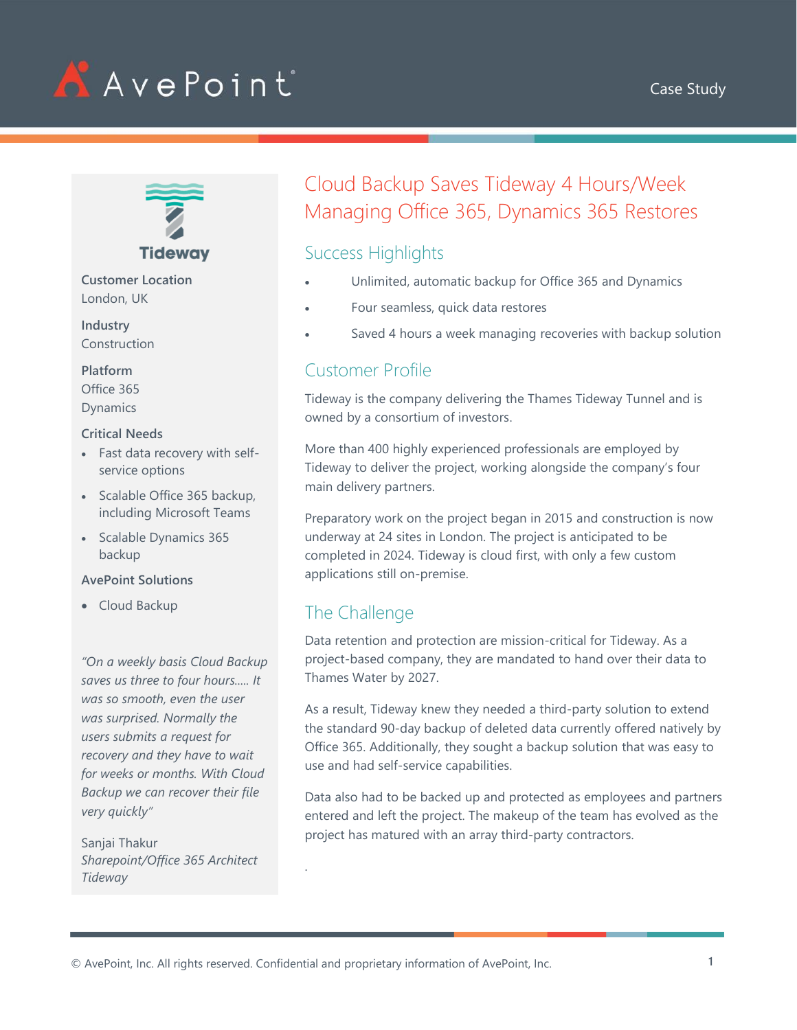AvePoint

Case Study

# Cloud Backup Saves Tideway 4 Hours/Week Managing Office 365, Dynamics 365 Restores

Tideway

**Customer Location**
London, UK

**Industry**
Construction

**Platform**
Office 365
Dynamics

**Critical Needs**

- Fast data recovery with self-service options
- Scalable Office 365 backup, including Microsoft Teams
- Scalable Dynamics 365 backup

**AvePoint Solutions**

- Cloud Backup

*"On a weekly basis Cloud Backup saves us three to four hours..... It was so smooth, even the user was surprised. Normally the users submits a request for recovery and they have to wait for weeks or months. With Cloud Backup we can recover their file very quickly"*

Sanjai Thakur
*Sharepoint/Office 365 Architect*
*Tideway*

## Success Highlights

- Unlimited, automatic backup for Office 365 and Dynamics
- Four seamless, quick data restores
- Saved 4 hours a week managing recoveries with backup solution

## Customer Profile

Tideway is the company delivering the Thames Tideway Tunnel and is owned by a consortium of investors.

More than 400 highly experienced professionals are employed by Tideway to deliver the project, working alongside the company's four main delivery partners.

Preparatory work on the project began in 2015 and construction is now underway at 24 sites in London. The project is anticipated to be completed in 2024. Tideway is cloud first, with only a few custom applications still on-premise.

## The Challenge

Data retention and protection are mission-critical for Tideway. As a project-based company, they are mandated to hand over their data to Thames Water by 2027.

As a result, Tideway knew they needed a third-party solution to extend the standard 90-day backup of deleted data currently offered natively by Office 365. Additionally, they sought a backup solution that was easy to use and had self-service capabilities.

Data also had to be backed up and protected as employees and partners entered and left the project. The makeup of the team has evolved as the project has matured with an array third-party contractors.

.

© AvePoint, Inc. All rights reserved. Confidential and proprietary information of AvePoint, Inc.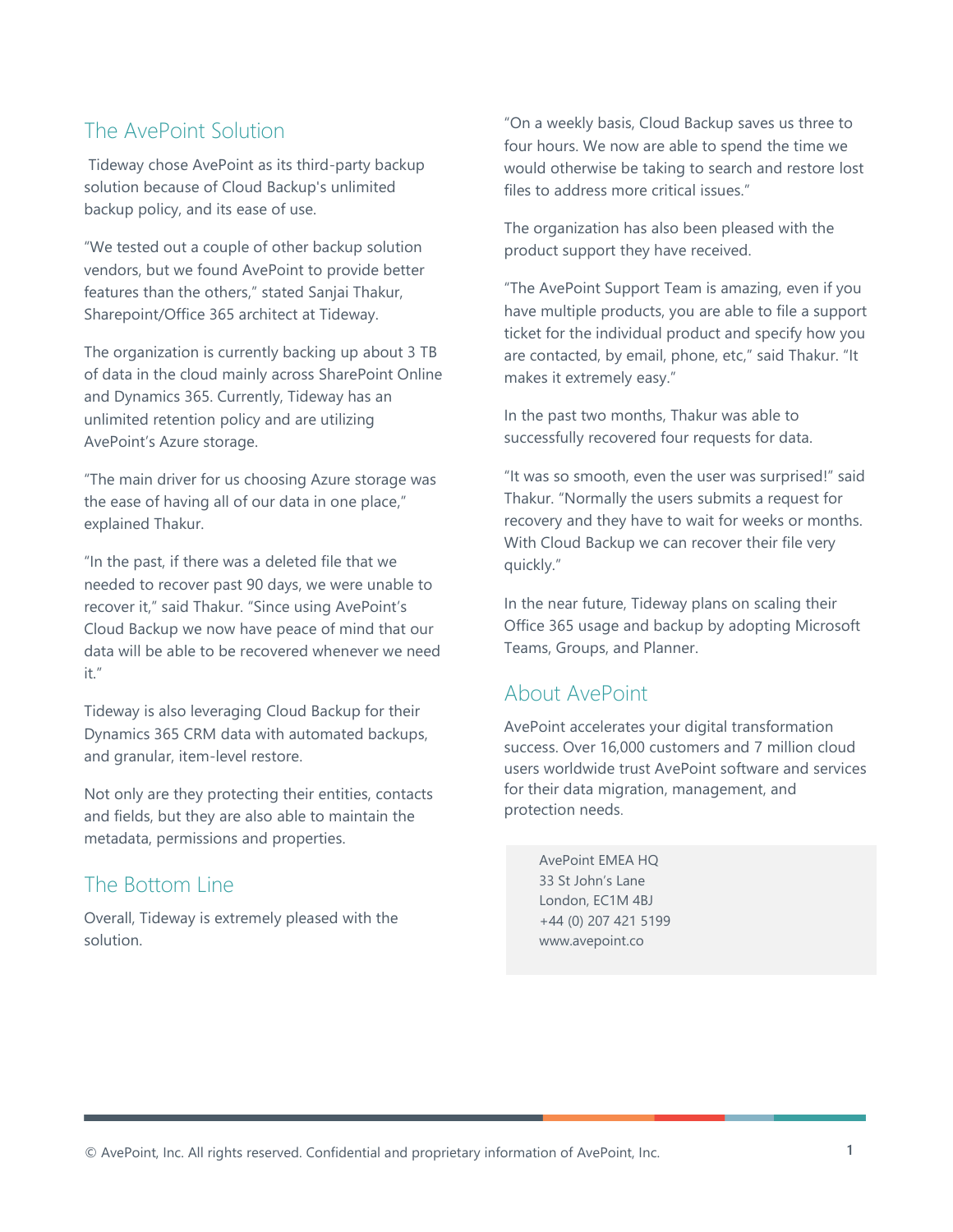## The AvePoint Solution

Tideway chose AvePoint as its third-party backup solution because of Cloud Backup's unlimited backup policy, and its ease of use.

"We tested out a couple of other backup solution vendors, but we found AvePoint to provide better features than the others," stated Sanjai Thakur, Sharepoint/Office 365 architect at Tideway.

The organization is currently backing up about 3 TB of data in the cloud mainly across SharePoint Online and Dynamics 365. Currently, Tideway has an unlimited retention policy and are utilizing AvePoint's Azure storage.

"The main driver for us choosing Azure storage was the ease of having all of our data in one place," explained Thakur.

"In the past, if there was a deleted file that we needed to recover past 90 days, we were unable to recover it," said Thakur. "Since using AvePoint's Cloud Backup we now have peace of mind that our data will be able to be recovered whenever we need it."

Tideway is also leveraging Cloud Backup for their Dynamics 365 CRM data with automated backups, and granular, item-level restore.

Not only are they protecting their entities, contacts and fields, but they are also able to maintain the metadata, permissions and properties.

## The Bottom Line

Overall, Tideway is extremely pleased with the solution.

"On a weekly basis, Cloud Backup saves us three to four hours. We now are able to spend the time we would otherwise be taking to search and restore lost files to address more critical issues."

The organization has also been pleased with the product support they have received.

"The AvePoint Support Team is amazing, even if you have multiple products, you are able to file a support ticket for the individual product and specify how you are contacted, by email, phone, etc," said Thakur. "It makes it extremely easy."

In the past two months, Thakur was able to successfully recovered four requests for data.

"It was so smooth, even the user was surprised!" said Thakur. "Normally the users submits a request for recovery and they have to wait for weeks or months. With Cloud Backup we can recover their file very quickly."

In the near future, Tideway plans on scaling their Office 365 usage and backup by adopting Microsoft Teams, Groups, and Planner.

## About AvePoint

AvePoint accelerates your digital transformation success. Over 16,000 customers and 7 million cloud users worldwide trust AvePoint software and services for their data migration, management, and protection needs.

AvePoint EMEA HQ
33 St John's Lane
London, EC1M 4BJ
+44 (0) 207 421 5199
www.avepoint.co

© AvePoint, Inc. All rights reserved. Confidential and proprietary information of AvePoint, Inc.